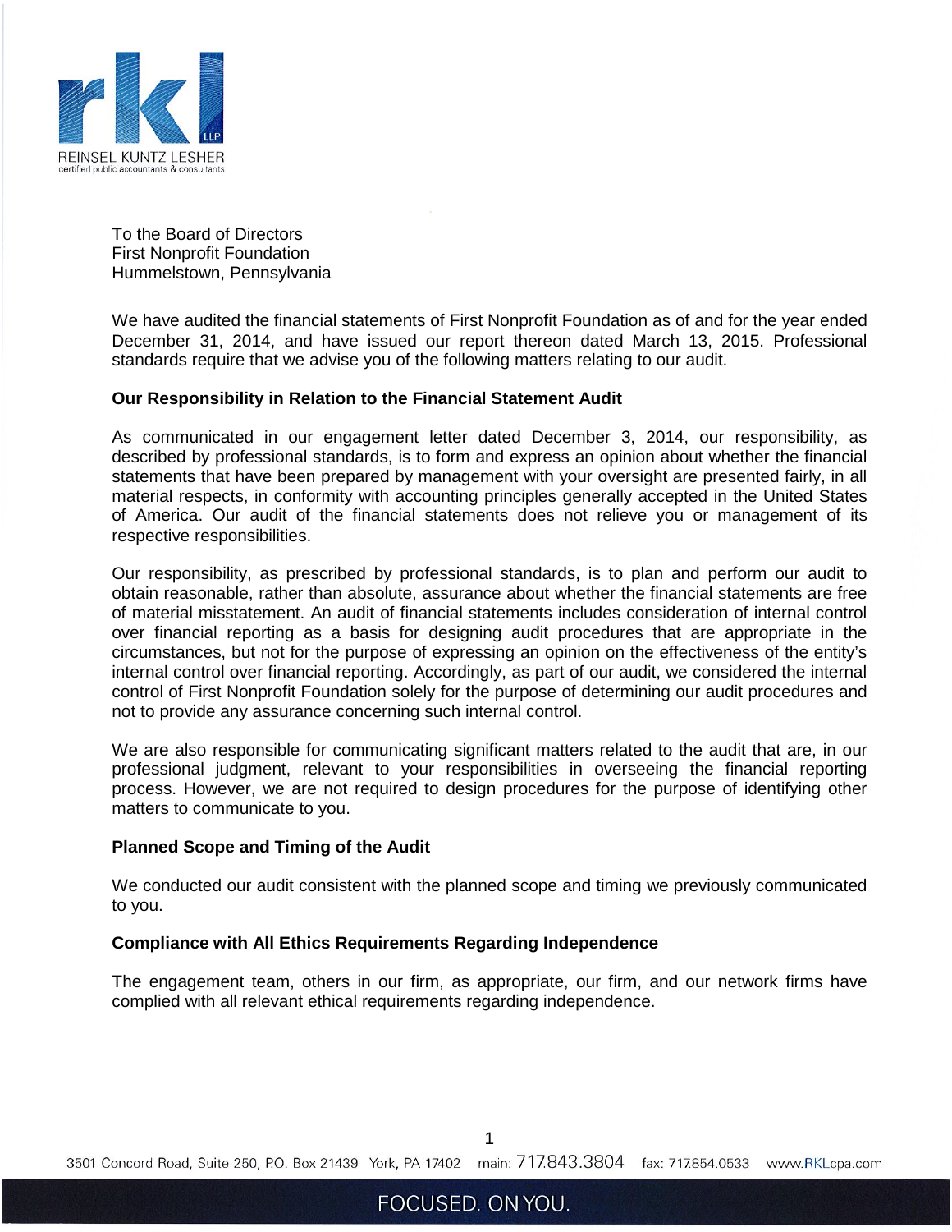REINSEL KUNTZ LESHER
certified public accountants & consultants

To the Board of Directors
First Nonprofit Foundation
Hummelstown, Pennsylvania

We have audited the financial statements of First Nonprofit Foundation as of and for the year ended December 31, 2014, and have issued our report thereon dated March 13, 2015. Professional standards require that we advise you of the following matters relating to our audit.

**Our Responsibility in Relation to the Financial Statement Audit**

As communicated in our engagement letter dated December 3, 2014, our responsibility, as described by professional standards, is to form and express an opinion about whether the financial statements that have been prepared by management with your oversight are presented fairly, in all material respects, in conformity with accounting principles generally accepted in the United States of America. Our audit of the financial statements does not relieve you or management of its respective responsibilities.

Our responsibility, as prescribed by professional standards, is to plan and perform our audit to obtain reasonable, rather than absolute, assurance about whether the financial statements are free of material misstatement. An audit of financial statements includes consideration of internal control over financial reporting as a basis for designing audit procedures that are appropriate in the circumstances, but not for the purpose of expressing an opinion on the effectiveness of the entity's internal control over financial reporting. Accordingly, as part of our audit, we considered the internal control of First Nonprofit Foundation solely for the purpose of determining our audit procedures and not to provide any assurance concerning such internal control.

We are also responsible for communicating significant matters related to the audit that are, in our professional judgment, relevant to your responsibilities in overseeing the financial reporting process. However, we are not required to design procedures for the purpose of identifying other matters to communicate to you.

**Planned Scope and Timing of the Audit**

We conducted our audit consistent with the planned scope and timing we previously communicated to you.

**Compliance with All Ethics Requirements Regarding Independence**

The engagement team, others in our firm, as appropriate, our firm, and our network firms have complied with all relevant ethical requirements regarding independence.

3501 Concord Road, Suite 250, P.O. Box 21439 York, PA 17402 main: 717.843.3804 fax: 717.854.0533 www.RKLcpa.com

FOCUSED. ON YOU.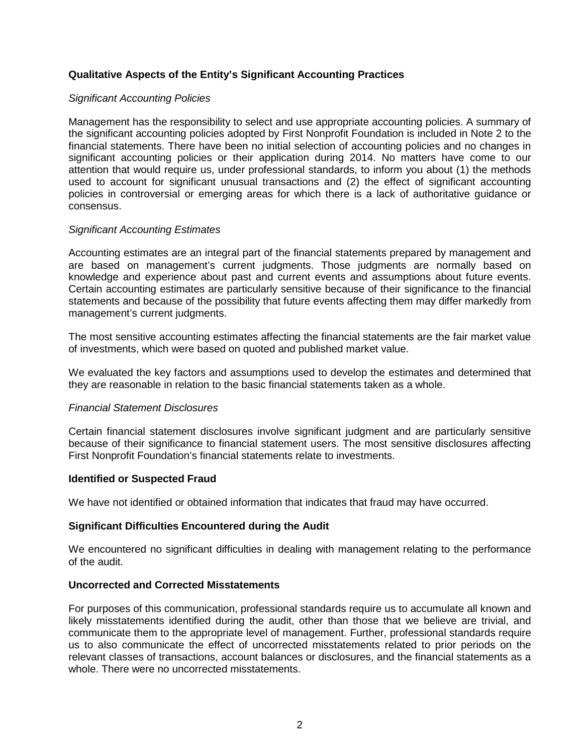## Qualitative Aspects of the Entity's Significant Accounting Practices

*Significant Accounting Policies*

Management has the responsibility to select and use appropriate accounting policies. A summary of the significant accounting policies adopted by First Nonprofit Foundation is included in Note 2 to the financial statements. There have been no initial selection of accounting policies and no changes in significant accounting policies or their application during 2014. No matters have come to our attention that would require us, under professional standards, to inform you about (1) the methods used to account for significant unusual transactions and (2) the effect of significant accounting policies in controversial or emerging areas for which there is a lack of authoritative guidance or consensus.

*Significant Accounting Estimates*

Accounting estimates are an integral part of the financial statements prepared by management and are based on management's current judgments. Those judgments are normally based on knowledge and experience about past and current events and assumptions about future events. Certain accounting estimates are particularly sensitive because of their significance to the financial statements and because of the possibility that future events affecting them may differ markedly from management's current judgments.

The most sensitive accounting estimates affecting the financial statements are the fair market value of investments, which were based on quoted and published market value.

We evaluated the key factors and assumptions used to develop the estimates and determined that they are reasonable in relation to the basic financial statements taken as a whole.

*Financial Statement Disclosures*

Certain financial statement disclosures involve significant judgment and are particularly sensitive because of their significance to financial statement users. The most sensitive disclosures affecting First Nonprofit Foundation's financial statements relate to investments.

## Identified or Suspected Fraud

We have not identified or obtained information that indicates that fraud may have occurred.

## Significant Difficulties Encountered during the Audit

We encountered no significant difficulties in dealing with management relating to the performance of the audit.

## Uncorrected and Corrected Misstatements

For purposes of this communication, professional standards require us to accumulate all known and likely misstatements identified during the audit, other than those that we believe are trivial, and communicate them to the appropriate level of management. Further, professional standards require us to also communicate the effect of uncorrected misstatements related to prior periods on the relevant classes of transactions, account balances or disclosures, and the financial statements as a whole. There were no uncorrected misstatements.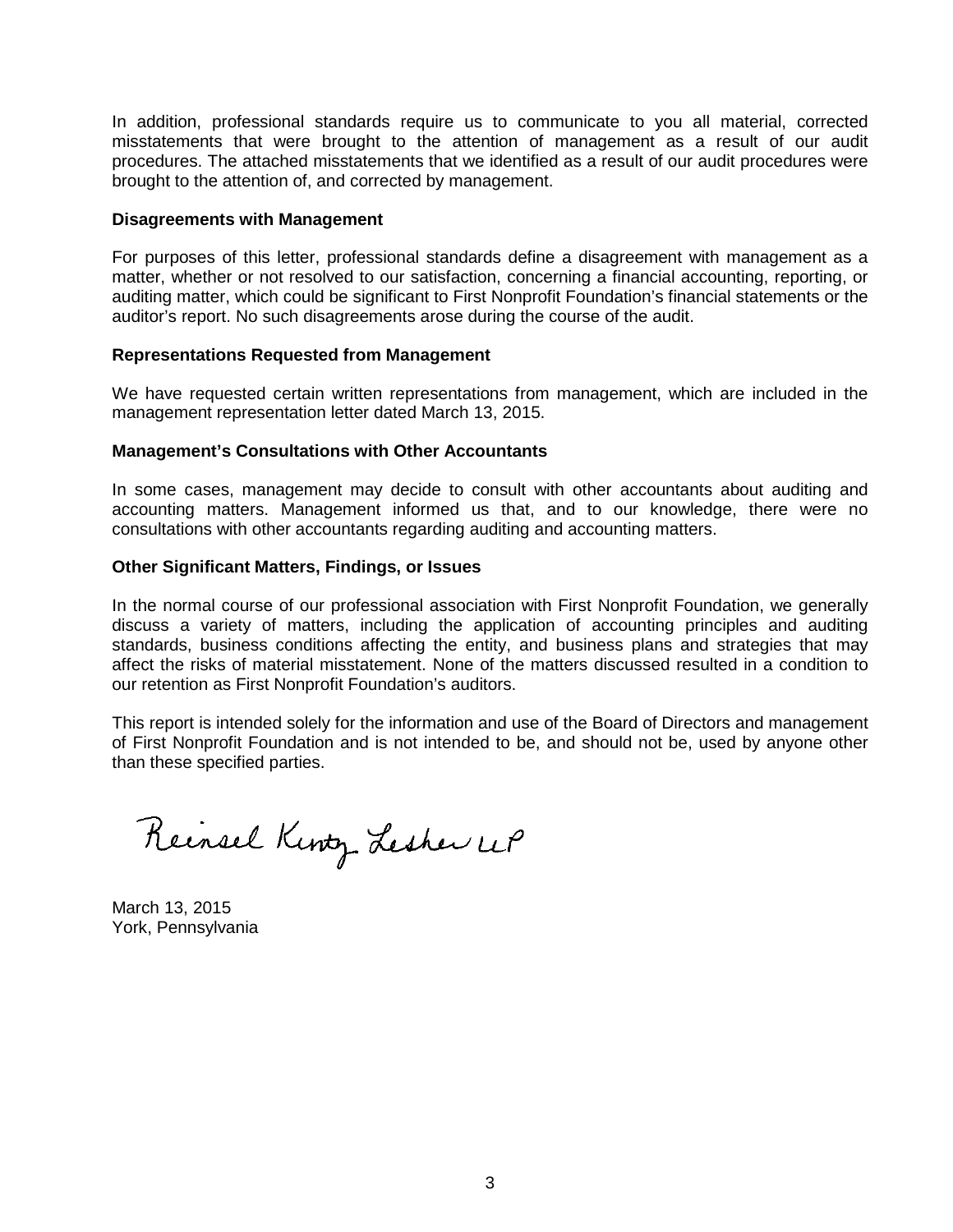In addition, professional standards require us to communicate to you all material, corrected misstatements that were brought to the attention of management as a result of our audit procedures. The attached misstatements that we identified as a result of our audit procedures were brought to the attention of, and corrected by management.

**Disagreements with Management**

For purposes of this letter, professional standards define a disagreement with management as a matter, whether or not resolved to our satisfaction, concerning a financial accounting, reporting, or auditing matter, which could be significant to First Nonprofit Foundation's financial statements or the auditor's report. No such disagreements arose during the course of the audit.

**Representations Requested from Management**

We have requested certain written representations from management, which are included in the management representation letter dated March 13, 2015.

**Management's Consultations with Other Accountants**

In some cases, management may decide to consult with other accountants about auditing and accounting matters. Management informed us that, and to our knowledge, there were no consultations with other accountants regarding auditing and accounting matters.

**Other Significant Matters, Findings, or Issues**

In the normal course of our professional association with First Nonprofit Foundation, we generally discuss a variety of matters, including the application of accounting principles and auditing standards, business conditions affecting the entity, and business plans and strategies that may affect the risks of material misstatement. None of the matters discussed resulted in a condition to our retention as First Nonprofit Foundation's auditors.

This report is intended solely for the information and use of the Board of Directors and management of First Nonprofit Foundation and is not intended to be, and should not be, used by anyone other than these specified parties.

Reinsel Kuntz Lesher LLP

March 13, 2015
York, Pennsylvania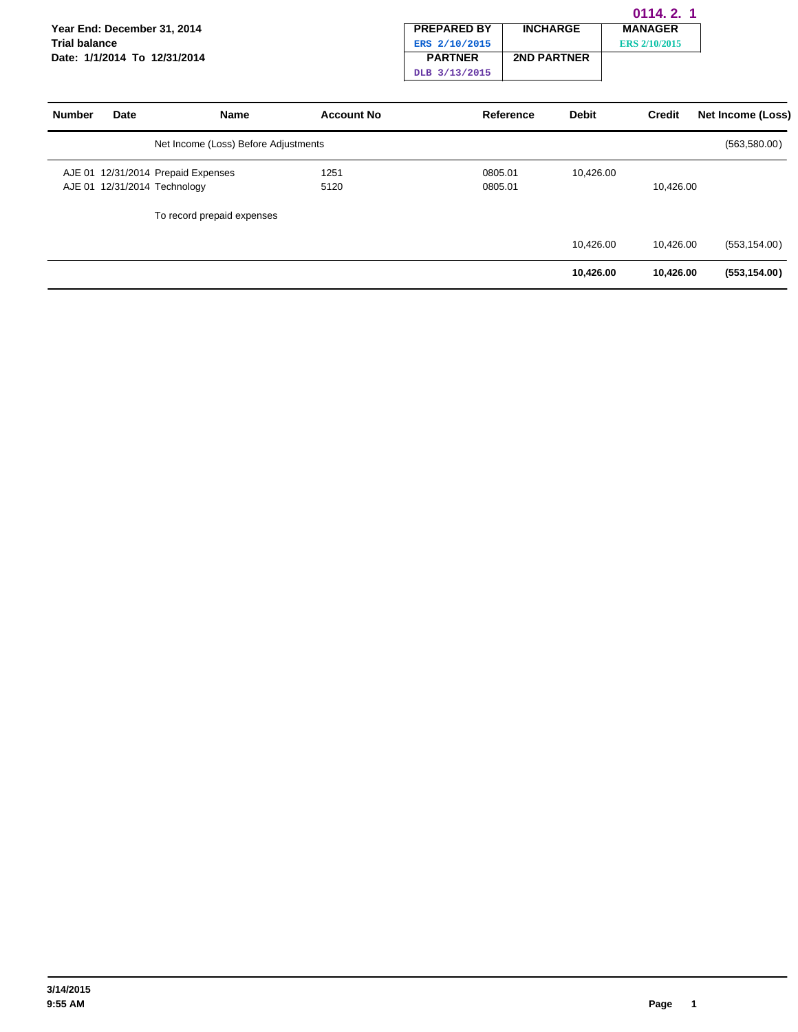0114. 2. 1

**Year End: December 31, 2014**
**Trial balance**
**Date: 1/1/2014 To 12/31/2014**

| PREPARED BY | INCHARGE | MANAGER |
|---|---|---|
| ERS 2/10/2015 | | ERS 2/10/2015 |
| **PARTNER** | **2ND PARTNER** | |
| DLB 3/13/2015 | | |

| Number | Date | Name | Account No | Reference | Debit | Credit | Net Income (Loss) |
|---|---|---|---|---|---|---|---|
| | | Net Income (Loss) Before Adjustments | | | | | (563,580.00) |
| AJE 01 | 12/31/2014 | Prepaid Expenses | 1251 | 0805.01 | 10,426.00 | | |
| AJE 01 | 12/31/2014 | Technology | 5120 | 0805.01 | | 10,426.00 | |
| | | To record prepaid expenses | | | | | |
| | | | | | 10,426.00 | 10,426.00 | (553,154.00) |
| | | | | | **10,426.00** | **10,426.00** | **(553,154.00)** |

3/14/2015
9:55 AM